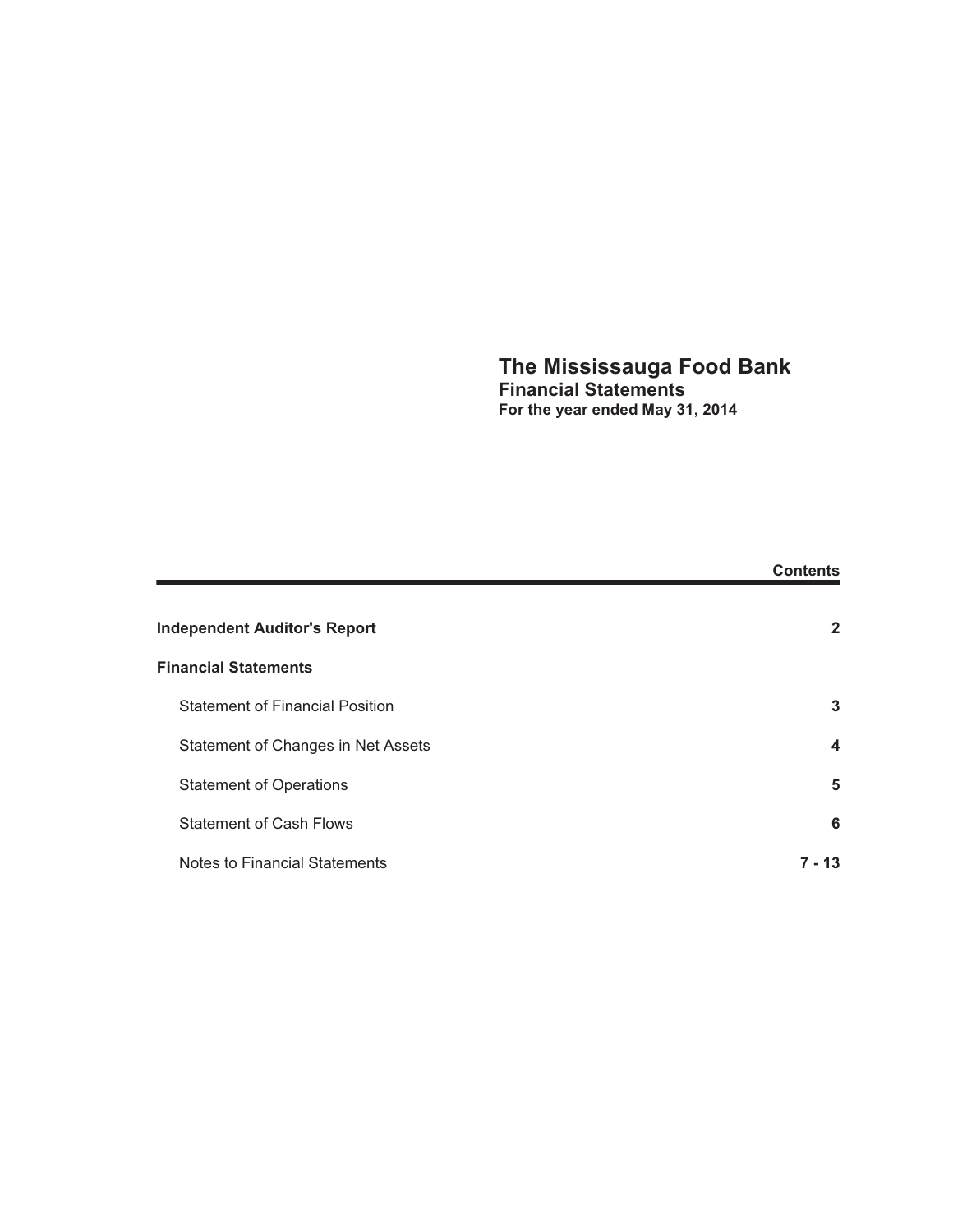# The Mississauga Food Bank
## Financial Statements
### For the year ended May 31, 2014

| | Contents |
|---|---|
| **Independent Auditor's Report** | **2** |
| **Financial Statements** | |
| Statement of Financial Position | **3** |
| Statement of Changes in Net Assets | **4** |
| Statement of Operations | **5** |
| Statement of Cash Flows | **6** |
| Notes to Financial Statements | **7 - 13** |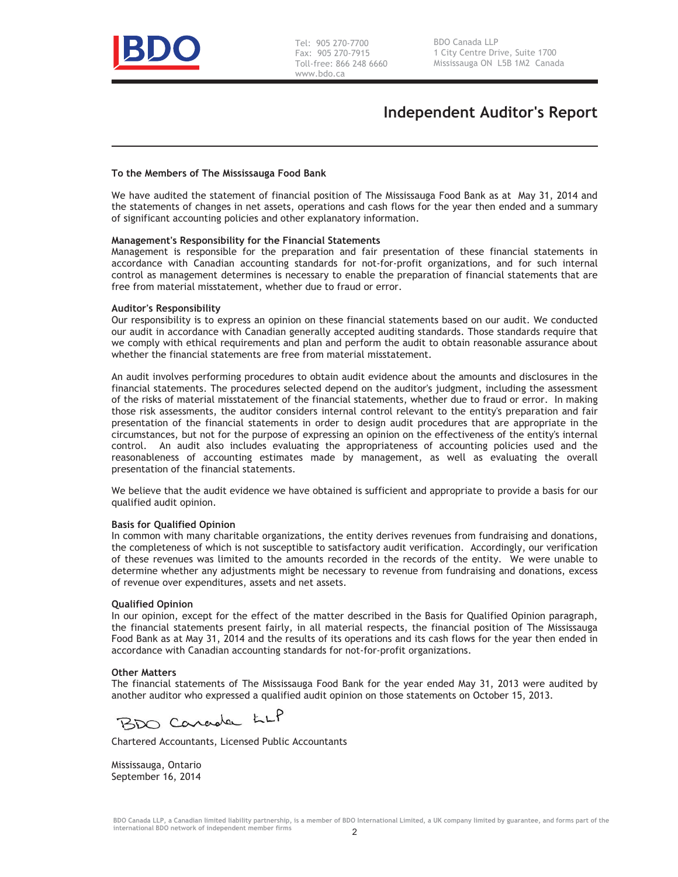BDO

Tel: 905 270-7700
Fax: 905 270-7915
Toll-free: 866 248 6660
www.bdo.ca

BDO Canada LLP
1 City Centre Drive, Suite 1700
Mississauga ON L5B 1M2 Canada

# Independent Auditor's Report

**To the Members of The Mississauga Food Bank**

We have audited the statement of financial position of The Mississauga Food Bank as at May 31, 2014 and the statements of changes in net assets, operations and cash flows for the year then ended and a summary of significant accounting policies and other explanatory information.

**Management's Responsibility for the Financial Statements**

Management is responsible for the preparation and fair presentation of these financial statements in accordance with Canadian accounting standards for not-for-profit organizations, and for such internal control as management determines is necessary to enable the preparation of financial statements that are free from material misstatement, whether due to fraud or error.

**Auditor's Responsibility**

Our responsibility is to express an opinion on these financial statements based on our audit. We conducted our audit in accordance with Canadian generally accepted auditing standards. Those standards require that we comply with ethical requirements and plan and perform the audit to obtain reasonable assurance about whether the financial statements are free from material misstatement.

An audit involves performing procedures to obtain audit evidence about the amounts and disclosures in the financial statements. The procedures selected depend on the auditor's judgment, including the assessment of the risks of material misstatement of the financial statements, whether due to fraud or error. In making those risk assessments, the auditor considers internal control relevant to the entity's preparation and fair presentation of the financial statements in order to design audit procedures that are appropriate in the circumstances, but not for the purpose of expressing an opinion on the effectiveness of the entity's internal control. An audit also includes evaluating the appropriateness of accounting policies used and the reasonableness of accounting estimates made by management, as well as evaluating the overall presentation of the financial statements.

We believe that the audit evidence we have obtained is sufficient and appropriate to provide a basis for our qualified audit opinion.

**Basis for Qualified Opinion**

In common with many charitable organizations, the entity derives revenues from fundraising and donations, the completeness of which is not susceptible to satisfactory audit verification. Accordingly, our verification of these revenues was limited to the amounts recorded in the records of the entity. We were unable to determine whether any adjustments might be necessary to revenue from fundraising and donations, excess of revenue over expenditures, assets and net assets.

**Qualified Opinion**

In our opinion, except for the effect of the matter described in the Basis for Qualified Opinion paragraph, the financial statements present fairly, in all material respects, the financial position of The Mississauga Food Bank as at May 31, 2014 and the results of its operations and its cash flows for the year then ended in accordance with Canadian accounting standards for not-for-profit organizations.

**Other Matters**

The financial statements of The Mississauga Food Bank for the year ended May 31, 2013 were audited by another auditor who expressed a qualified audit opinion on those statements on October 15, 2013.

BDO Canada LLP

Chartered Accountants, Licensed Public Accountants

Mississauga, Ontario
September 16, 2014

BDO Canada LLP, a Canadian limited liability partnership, is a member of BDO International Limited, a UK company limited by guarantee, and forms part of the international BDO network of independent member firms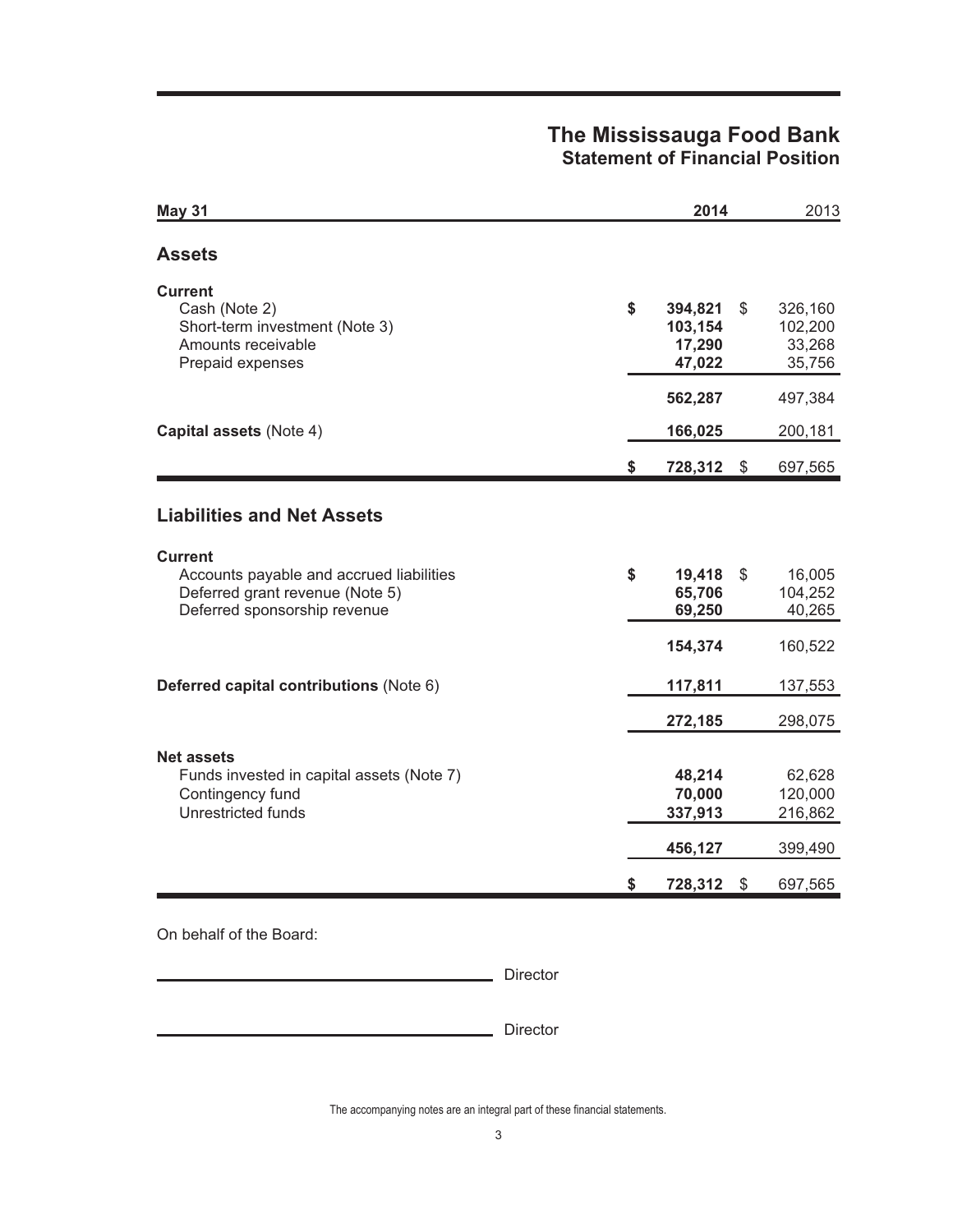# The Mississauga Food Bank
## Statement of Financial Position

| May 31 | 2014 | 2013 |
|---|---|---|
| **Assets** | | |
| **Current** | | |
| Cash (Note 2) | **$ 394,821** | $ 326,160 |
| Short-term investment (Note 3) | **103,154** | 102,200 |
| Amounts receivable | **17,290** | 33,268 |
| Prepaid expenses | **47,022** | 35,756 |
| | **562,287** | 497,384 |
| **Capital assets** (Note 4) | **166,025** | 200,181 |
| | **$ 728,312** | $ 697,565 |
| **Liabilities and Net Assets** | | |
| **Current** | | |
| Accounts payable and accrued liabilities | **$ 19,418** | $ 16,005 |
| Deferred grant revenue (Note 5) | **65,706** | 104,252 |
| Deferred sponsorship revenue | **69,250** | 40,265 |
| | **154,374** | 160,522 |
| **Deferred capital contributions** (Note 6) | **117,811** | 137,553 |
| | **272,185** | 298,075 |
| **Net assets** | | |
| Funds invested in capital assets (Note 7) | **48,214** | 62,628 |
| Contingency fund | **70,000** | 120,000 |
| Unrestricted funds | **337,913** | 216,862 |
| | **456,127** | 399,490 |
| | **$ 728,312** | $ 697,565 |

On behalf of the Board:

_______________________________ Director

_______________________________ Director

The accompanying notes are an integral part of these financial statements.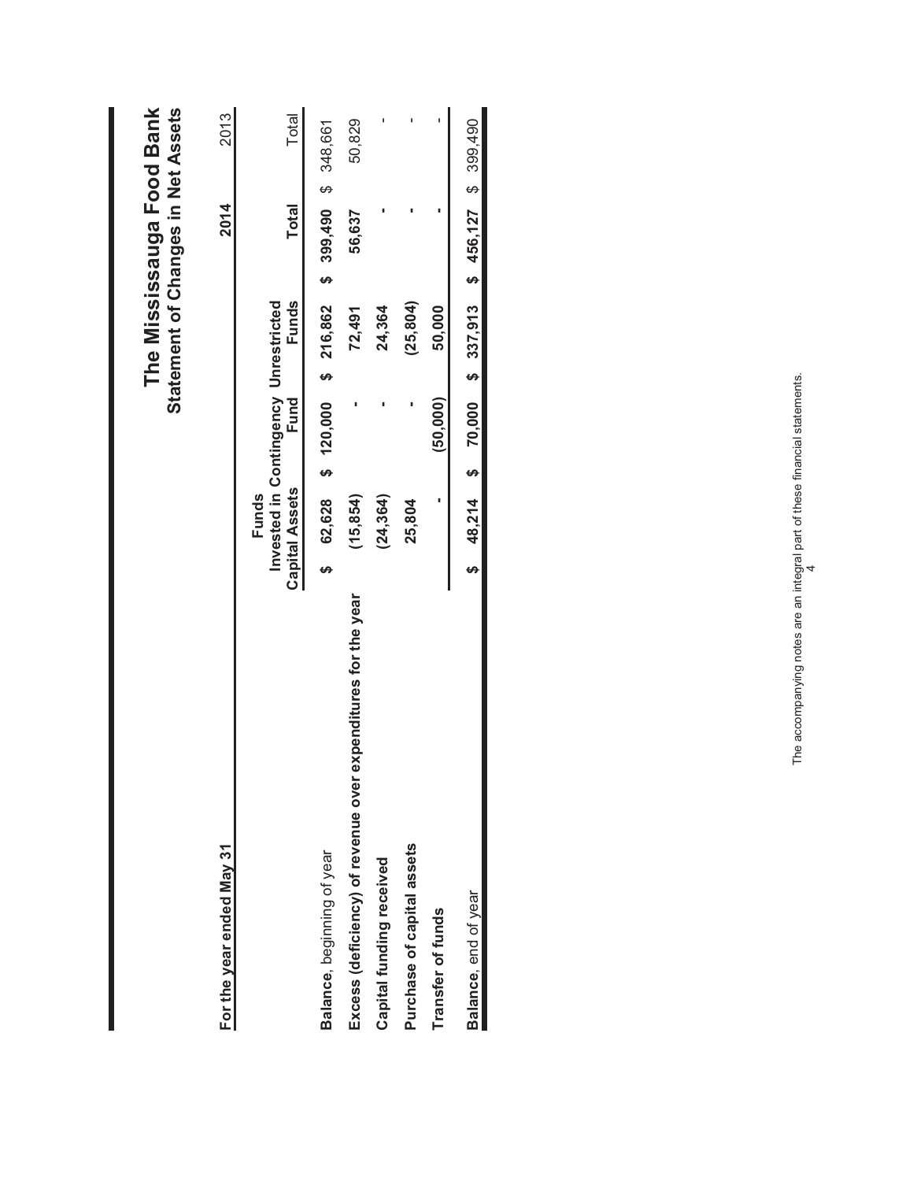# The Mississauga Food Bank

## Statement of Changes in Net Assets

**For the year ended May 31**

| | Funds Invested in Capital Assets | Contingency Fund | Unrestricted Funds | 2014 Total | 2013 Total |
|---|---|---|---|---|---|
| **Balance**, beginning of year | $ 62,628 | $ 120,000 | $ 216,862 | $ 399,490 | $ 348,661 |
| **Excess (deficiency) of revenue over expenditures for the year** | (15,854) | - | 72,491 | 56,637 | 50,829 |
| **Capital funding received** | (24,364) | - | 24,364 | - | - |
| **Purchase of capital assets** | 25,804 | - | (25,804) | - | - |
| **Transfer of funds** | - | (50,000) | 50,000 | - | - |
| **Balance**, end of year | $ 48,214 | $ 70,000 | $ 337,913 | $ 456,127 | $ 399,490 |

The accompanying notes are an integral part of these financial statements.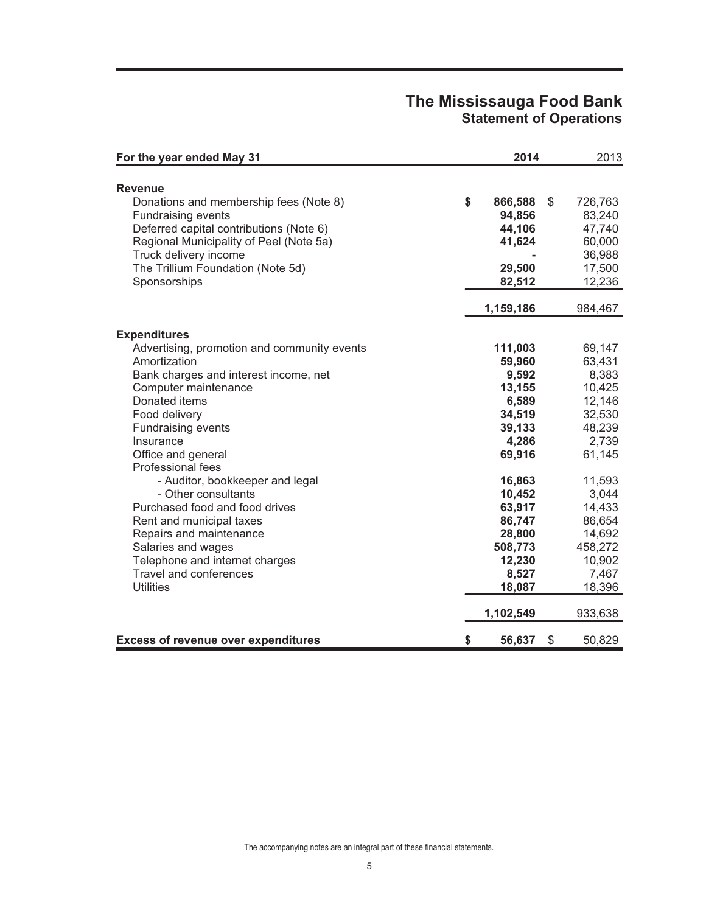# The Mississauga Food Bank
## Statement of Operations

| For the year ended May 31 | 2014 | 2013 |
|---|---|---|
| **Revenue** | | |
| Donations and membership fees (Note 8) | **$ 866,588** | $ 726,763 |
| Fundraising events | **94,856** | 83,240 |
| Deferred capital contributions (Note 6) | **44,106** | 47,740 |
| Regional Municipality of Peel (Note 5a) | **41,624** | 60,000 |
| Truck delivery income | **-** | 36,988 |
| The Trillium Foundation (Note 5d) | **29,500** | 17,500 |
| Sponsorships | **82,512** | 12,236 |
| | **1,159,186** | 984,467 |
| **Expenditures** | | |
| Advertising, promotion and community events | **111,003** | 69,147 |
| Amortization | **59,960** | 63,431 |
| Bank charges and interest income, net | **9,592** | 8,383 |
| Computer maintenance | **13,155** | 10,425 |
| Donated items | **6,589** | 12,146 |
| Food delivery | **34,519** | 32,530 |
| Fundraising events | **39,133** | 48,239 |
| Insurance | **4,286** | 2,739 |
| Office and general | **69,916** | 61,145 |
| Professional fees | | |
| - Auditor, bookkeeper and legal | **16,863** | 11,593 |
| - Other consultants | **10,452** | 3,044 |
| Purchased food and food drives | **63,917** | 14,433 |
| Rent and municipal taxes | **86,747** | 86,654 |
| Repairs and maintenance | **28,800** | 14,692 |
| Salaries and wages | **508,773** | 458,272 |
| Telephone and internet charges | **12,230** | 10,902 |
| Travel and conferences | **8,527** | 7,467 |
| Utilities | **18,087** | 18,396 |
| | **1,102,549** | 933,638 |
| **Excess of revenue over expenditures** | **$ 56,637** | $ 50,829 |

The accompanying notes are an integral part of these financial statements.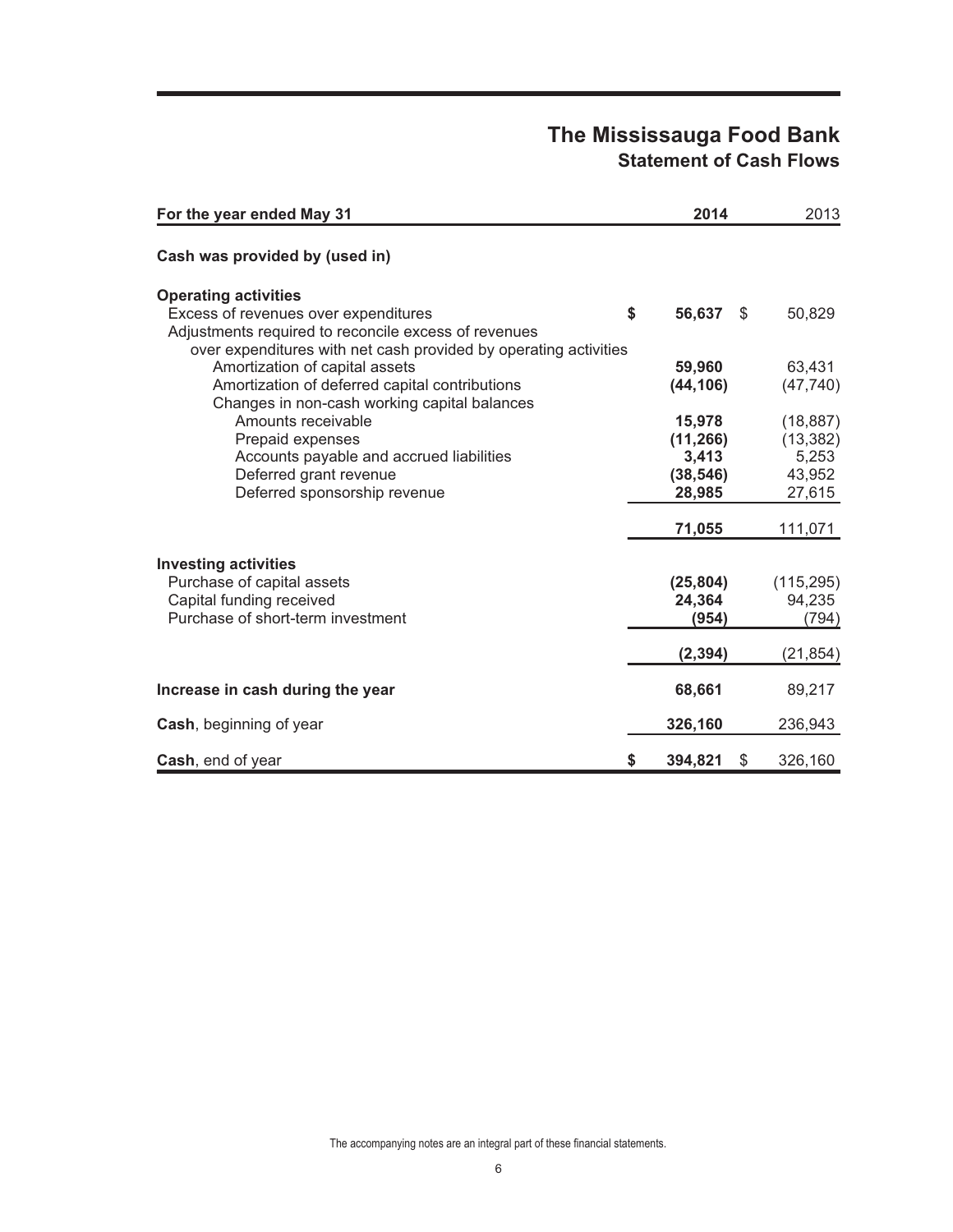# The Mississauga Food Bank
## Statement of Cash Flows

| For the year ended May 31 | 2014 | 2013 |
|---|---|---|
| **Cash was provided by (used in)** | | |
| **Operating activities** | | |
| Excess of revenues over expenditures | **$ 56,637** | $ 50,829 |
| Adjustments required to reconcile excess of revenues over expenditures with net cash provided by operating activities | | |
| Amortization of capital assets | **59,960** | 63,431 |
| Amortization of deferred capital contributions | **(44,106)** | (47,740) |
| Changes in non-cash working capital balances | | |
| Amounts receivable | **15,978** | (18,887) |
| Prepaid expenses | **(11,266)** | (13,382) |
| Accounts payable and accrued liabilities | **3,413** | 5,253 |
| Deferred grant revenue | **(38,546)** | 43,952 |
| Deferred sponsorship revenue | **28,985** | 27,615 |
| | **71,055** | 111,071 |
| **Investing activities** | | |
| Purchase of capital assets | **(25,804)** | (115,295) |
| Capital funding received | **24,364** | 94,235 |
| Purchase of short-term investment | **(954)** | (794) |
| | **(2,394)** | (21,854) |
| **Increase in cash during the year** | **68,661** | 89,217 |
| **Cash**, beginning of year | **326,160** | 236,943 |
| **Cash**, end of year | **$ 394,821** | $ 326,160 |

The accompanying notes are an integral part of these financial statements.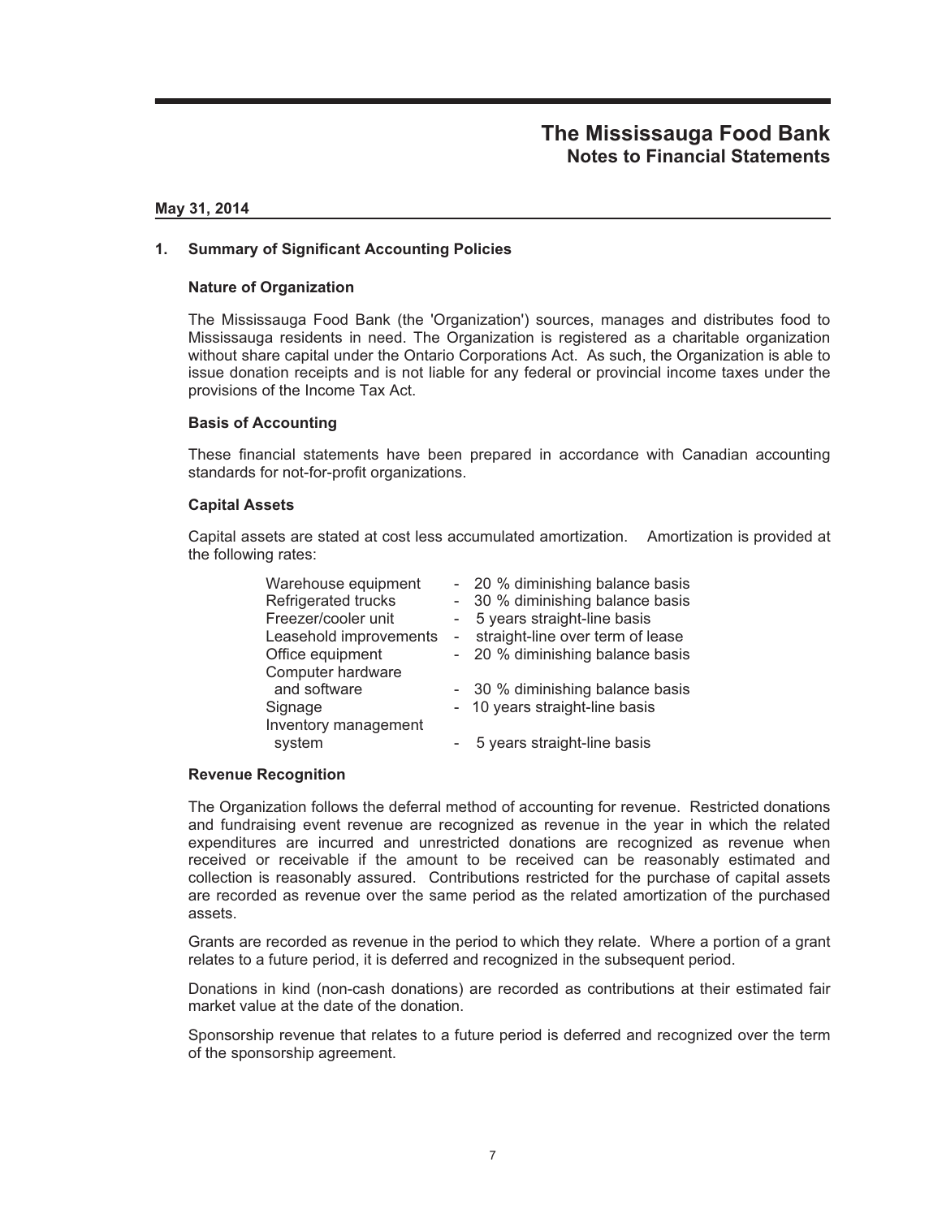# The Mississauga Food Bank
## Notes to Financial Statements

**May 31, 2014**

### 1. Summary of Significant Accounting Policies

#### Nature of Organization

The Mississauga Food Bank (the 'Organization') sources, manages and distributes food to Mississauga residents in need. The Organization is registered as a charitable organization without share capital under the Ontario Corporations Act. As such, the Organization is able to issue donation receipts and is not liable for any federal or provincial income taxes under the provisions of the Income Tax Act.

#### Basis of Accounting

These financial statements have been prepared in accordance with Canadian accounting standards for not-for-profit organizations.

#### Capital Assets

Capital assets are stated at cost less accumulated amortization. Amortization is provided at the following rates:

| | |
|---|---|
| Warehouse equipment | - 20 % diminishing balance basis |
| Refrigerated trucks | - 30 % diminishing balance basis |
| Freezer/cooler unit | - 5 years straight-line basis |
| Leasehold improvements | - straight-line over term of lease |
| Office equipment | - 20 % diminishing balance basis |
| Computer hardware and software | - 30 % diminishing balance basis |
| Signage | - 10 years straight-line basis |
| Inventory management system | - 5 years straight-line basis |

#### Revenue Recognition

The Organization follows the deferral method of accounting for revenue. Restricted donations and fundraising event revenue are recognized as revenue in the year in which the related expenditures are incurred and unrestricted donations are recognized as revenue when received or receivable if the amount to be received can be reasonably estimated and collection is reasonably assured. Contributions restricted for the purchase of capital assets are recorded as revenue over the same period as the related amortization of the purchased assets.

Grants are recorded as revenue in the period to which they relate. Where a portion of a grant relates to a future period, it is deferred and recognized in the subsequent period.

Donations in kind (non-cash donations) are recorded as contributions at their estimated fair market value at the date of the donation.

Sponsorship revenue that relates to a future period is deferred and recognized over the term of the sponsorship agreement.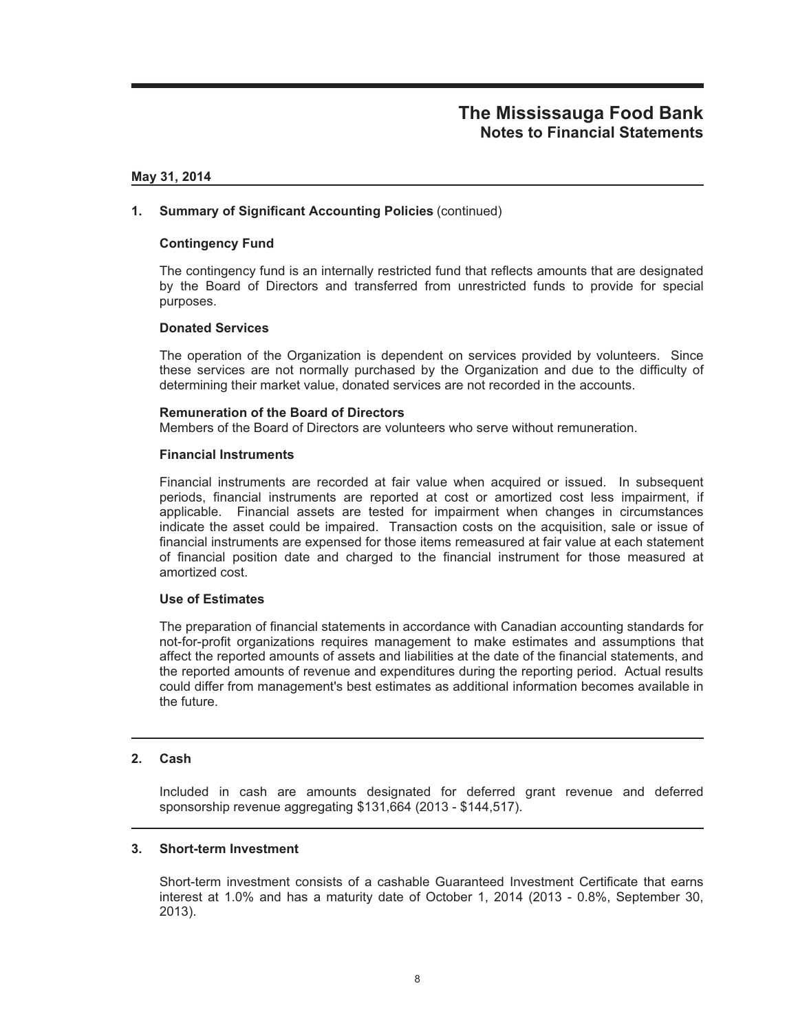# The Mississauga Food Bank
## Notes to Financial Statements

**May 31, 2014**

### 1. Summary of Significant Accounting Policies (continued)

**Contingency Fund**

The contingency fund is an internally restricted fund that reflects amounts that are designated by the Board of Directors and transferred from unrestricted funds to provide for special purposes.

**Donated Services**

The operation of the Organization is dependent on services provided by volunteers. Since these services are not normally purchased by the Organization and due to the difficulty of determining their market value, donated services are not recorded in the accounts.

**Remuneration of the Board of Directors**

Members of the Board of Directors are volunteers who serve without remuneration.

**Financial Instruments**

Financial instruments are recorded at fair value when acquired or issued. In subsequent periods, financial instruments are reported at cost or amortized cost less impairment, if applicable. Financial assets are tested for impairment when changes in circumstances indicate the asset could be impaired. Transaction costs on the acquisition, sale or issue of financial instruments are expensed for those items remeasured at fair value at each statement of financial position date and charged to the financial instrument for those measured at amortized cost.

**Use of Estimates**

The preparation of financial statements in accordance with Canadian accounting standards for not-for-profit organizations requires management to make estimates and assumptions that affect the reported amounts of assets and liabilities at the date of the financial statements, and the reported amounts of revenue and expenditures during the reporting period. Actual results could differ from management's best estimates as additional information becomes available in the future.

### 2. Cash

Included in cash are amounts designated for deferred grant revenue and deferred sponsorship revenue aggregating $131,664 (2013 - $144,517).

### 3. Short-term Investment

Short-term investment consists of a cashable Guaranteed Investment Certificate that earns interest at 1.0% and has a maturity date of October 1, 2014 (2013 - 0.8%, September 30, 2013).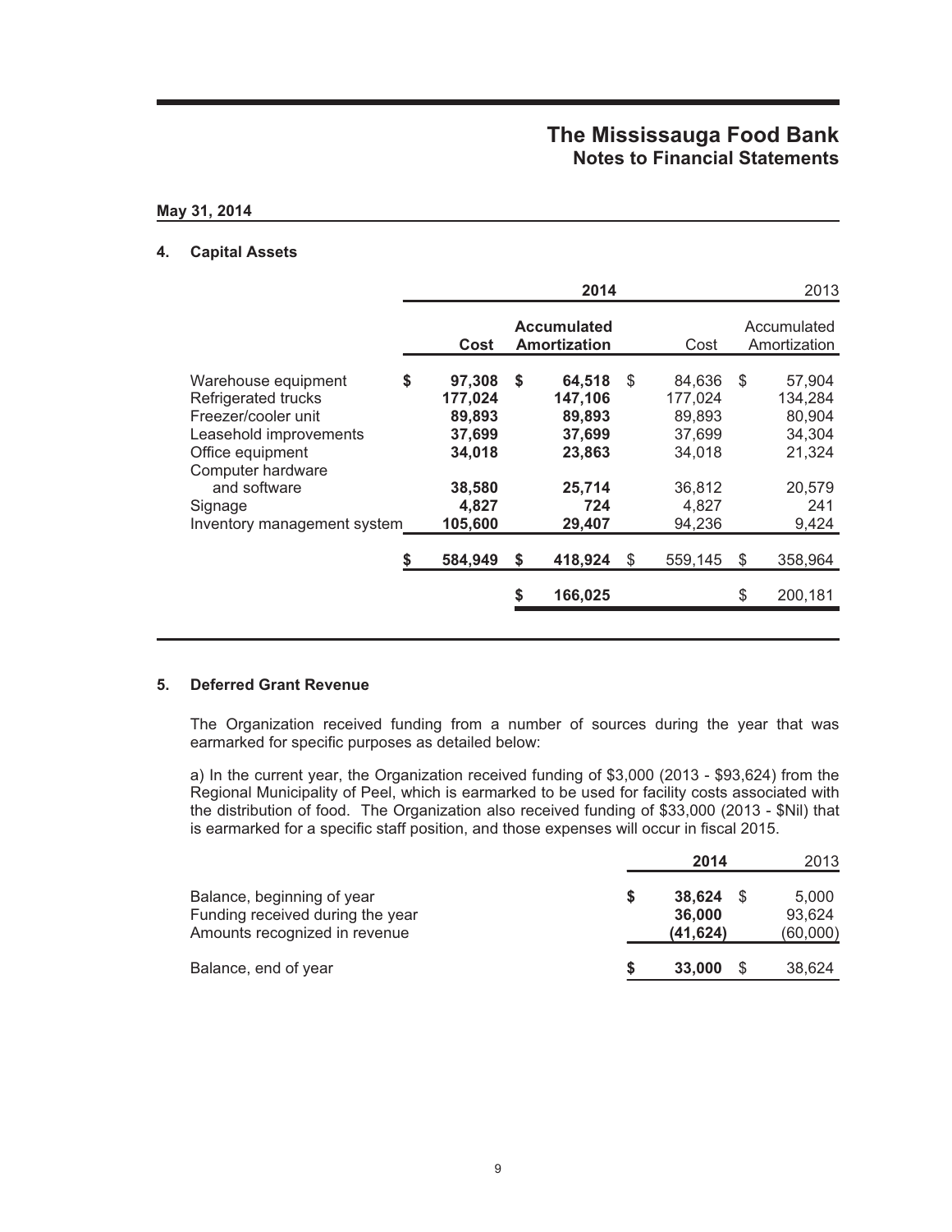# The Mississauga Food Bank
## Notes to Financial Statements

**May 31, 2014**

### 4. Capital Assets

| | **2014** | | 2013 | |
|---|---|---|---|---|
| | **Cost** | **Accumulated Amortization** | Cost | Accumulated Amortization |
| Warehouse equipment | **$ 97,308** | **$ 64,518** | $ 84,636 | $ 57,904 |
| Refrigerated trucks | **177,024** | **147,106** | 177,024 | 134,284 |
| Freezer/cooler unit | **89,893** | **89,893** | 89,893 | 80,904 |
| Leasehold improvements | **37,699** | **37,699** | 37,699 | 34,304 |
| Office equipment | **34,018** | **23,863** | 34,018 | 21,324 |
| Computer hardware and software | **38,580** | **25,714** | 36,812 | 20,579 |
| Signage | **4,827** | **724** | 4,827 | 241 |
| Inventory management system | **105,600** | **29,407** | 94,236 | 9,424 |
| | **$ 584,949** | **$ 418,924** | $ 559,145 | $ 358,964 |
| | | **$ 166,025** | | $ 200,181 |

### 5. Deferred Grant Revenue

The Organization received funding from a number of sources during the year that was earmarked for specific purposes as detailed below:

a) In the current year, the Organization received funding of $3,000 (2013 - $93,624) from the Regional Municipality of Peel, which is earmarked to be used for facility costs associated with the distribution of food. The Organization also received funding of $33,000 (2013 - $Nil) that is earmarked for a specific staff position, and those expenses will occur in fiscal 2015.

| | **2014** | 2013 |
|---|---|---|
| Balance, beginning of year | **$ 38,624** | $ 5,000 |
| Funding received during the year | **36,000** | 93,624 |
| Amounts recognized in revenue | **(41,624)** | (60,000) |
| Balance, end of year | **$ 33,000** | $ 38,624 |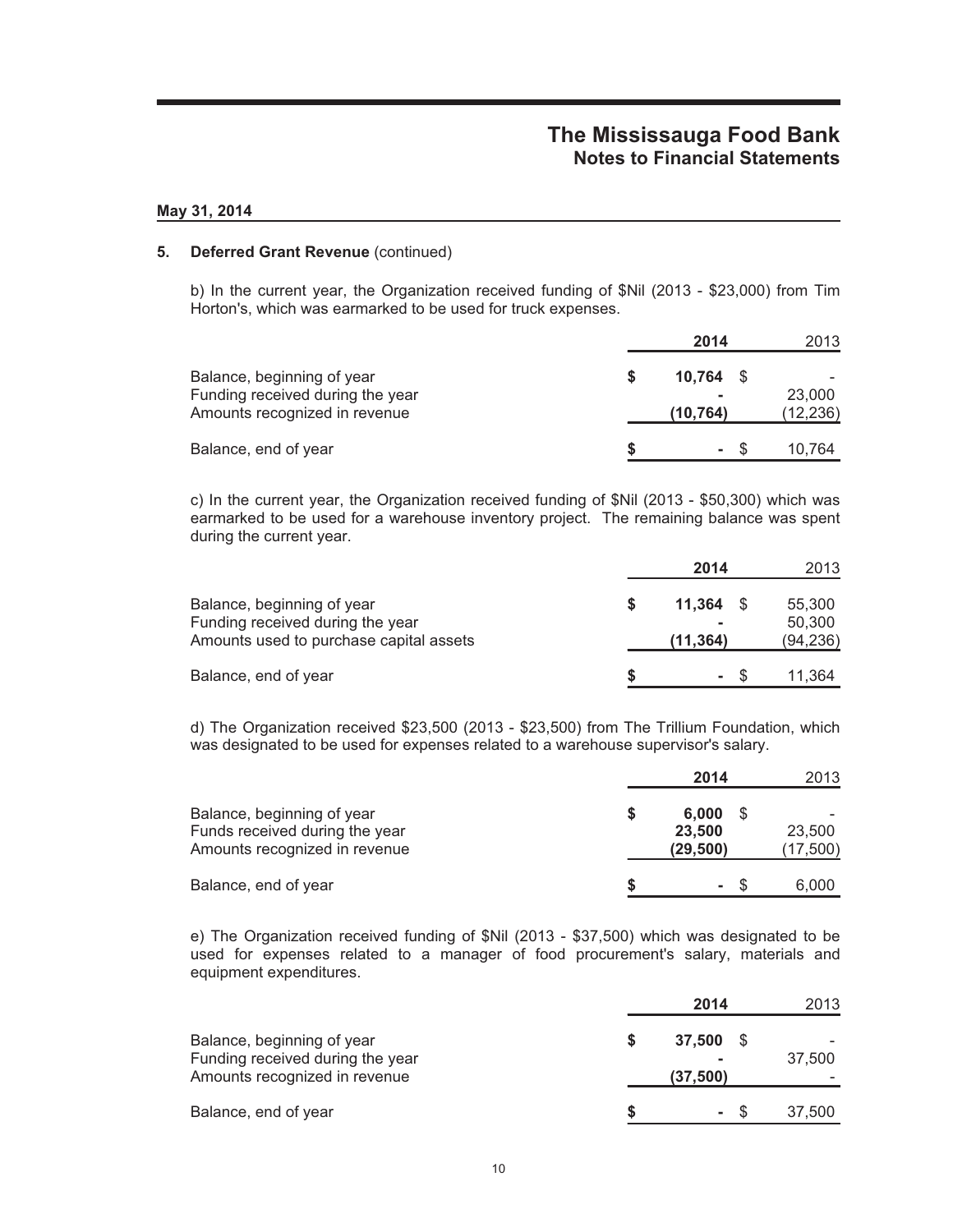**May 31, 2014**

**5. Deferred Grant Revenue** (continued)

b) In the current year, the Organization received funding of $Nil (2013 - $23,000) from Tim Horton's, which was earmarked to be used for truck expenses.

| | **2014** | 2013 |
|---|---|---|
| Balance, beginning of year | **$ 10,764** | $ - |
| Funding received during the year | **-** | 23,000 |
| Amounts recognized in revenue | **(10,764)** | (12,236) |
| Balance, end of year | **$ -** | $ 10,764 |

c) In the current year, the Organization received funding of $Nil (2013 - $50,300) which was earmarked to be used for a warehouse inventory project. The remaining balance was spent during the current year.

| | **2014** | 2013 |
|---|---|---|
| Balance, beginning of year | **$ 11,364** | $ 55,300 |
| Funding received during the year | **-** | 50,300 |
| Amounts used to purchase capital assets | **(11,364)** | (94,236) |
| Balance, end of year | **$ -** | $ 11,364 |

d) The Organization received $23,500 (2013 - $23,500) from The Trillium Foundation, which was designated to be used for expenses related to a warehouse supervisor's salary.

| | **2014** | 2013 |
|---|---|---|
| Balance, beginning of year | **$ 6,000** | $ - |
| Funds received during the year | **23,500** | 23,500 |
| Amounts recognized in revenue | **(29,500)** | (17,500) |
| Balance, end of year | **$ -** | $ 6,000 |

e) The Organization received funding of $Nil (2013 - $37,500) which was designated to be used for expenses related to a manager of food procurement's salary, materials and equipment expenditures.

| | **2014** | 2013 |
|---|---|---|
| Balance, beginning of year | **$ 37,500** | $ - |
| Funding received during the year | **-** | 37,500 |
| Amounts recognized in revenue | **(37,500)** | - |
| Balance, end of year | **$ -** | $ 37,500 |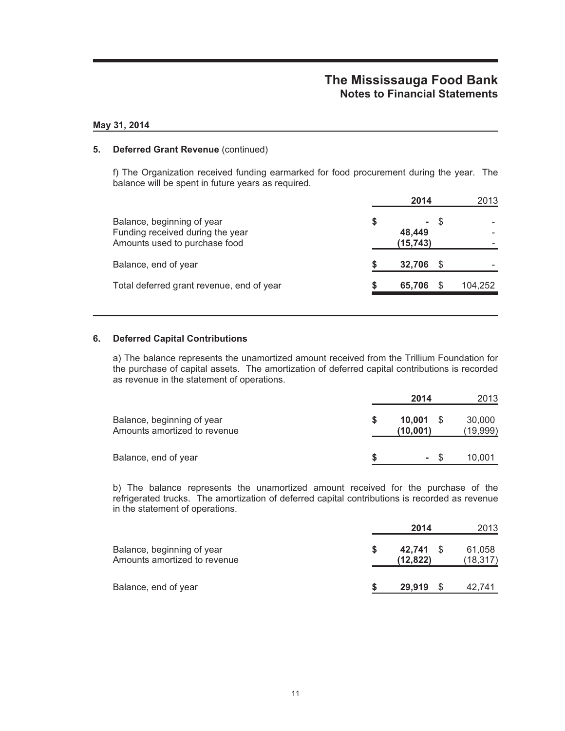# The Mississauga Food Bank
## Notes to Financial Statements

**May 31, 2014**

### 5. Deferred Grant Revenue (continued)

f) The Organization received funding earmarked for food procurement during the year. The balance will be spent in future years as required.

| | **2014** | 2013 |
|---|---|---|
| Balance, beginning of year | **$ -** | $ - |
| Funding received during the year | **48,449** | - |
| Amounts used to purchase food | **(15,743)** | - |
| Balance, end of year | **$ 32,706** | $ - |
| Total deferred grant revenue, end of year | **$ 65,706** | $ 104,252 |

### 6. Deferred Capital Contributions

a) The balance represents the unamortized amount received from the Trillium Foundation for the purchase of capital assets. The amortization of deferred capital contributions is recorded as revenue in the statement of operations.

| | **2014** | 2013 |
|---|---|---|
| Balance, beginning of year | **$ 10,001** | $ 30,000 |
| Amounts amortized to revenue | **(10,001)** | (19,999) |
| Balance, end of year | **$ -** | $ 10,001 |

b) The balance represents the unamortized amount received for the purchase of the refrigerated trucks. The amortization of deferred capital contributions is recorded as revenue in the statement of operations.

| | **2014** | 2013 |
|---|---|---|
| Balance, beginning of year | **$ 42,741** | $ 61,058 |
| Amounts amortized to revenue | **(12,822)** | (18,317) |
| Balance, end of year | **$ 29,919** | $ 42,741 |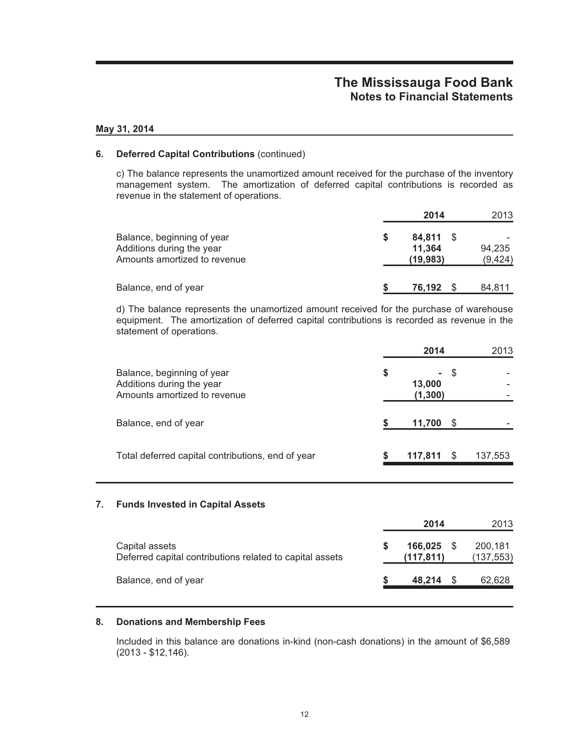## 6. Deferred Capital Contributions (continued)

c) The balance represents the unamortized amount received for the purchase of the inventory management system. The amortization of deferred capital contributions is recorded as revenue in the statement of operations.

| | 2014 | 2013 |
|---|---|---|
| Balance, beginning of year | $ 84,811 | $ - |
| Additions during the year | 11,364 | 94,235 |
| Amounts amortized to revenue | (19,983) | (9,424) |
| Balance, end of year | $ 76,192 | $ 84,811 |

d) The balance represents the unamortized amount received for the purchase of warehouse equipment. The amortization of deferred capital contributions is recorded as revenue in the statement of operations.

| | 2014 | 2013 |
|---|---|---|
| Balance, beginning of year | $ - | $ - |
| Additions during the year | 13,000 | - |
| Amounts amortized to revenue | (1,300) | - |
| Balance, end of year | $ 11,700 | $ - |
| Total deferred capital contributions, end of year | $ 117,811 | $ 137,553 |

## 7. Funds Invested in Capital Assets

| | 2014 | 2013 |
|---|---|---|
| Capital assets | $ 166,025 | $ 200,181 |
| Deferred capital contributions related to capital assets | (117,811) | (137,553) |
| Balance, end of year | $ 48,214 | $ 62,628 |

## 8. Donations and Membership Fees

Included in this balance are donations in-kind (non-cash donations) in the amount of $6,589 (2013 - $12,146).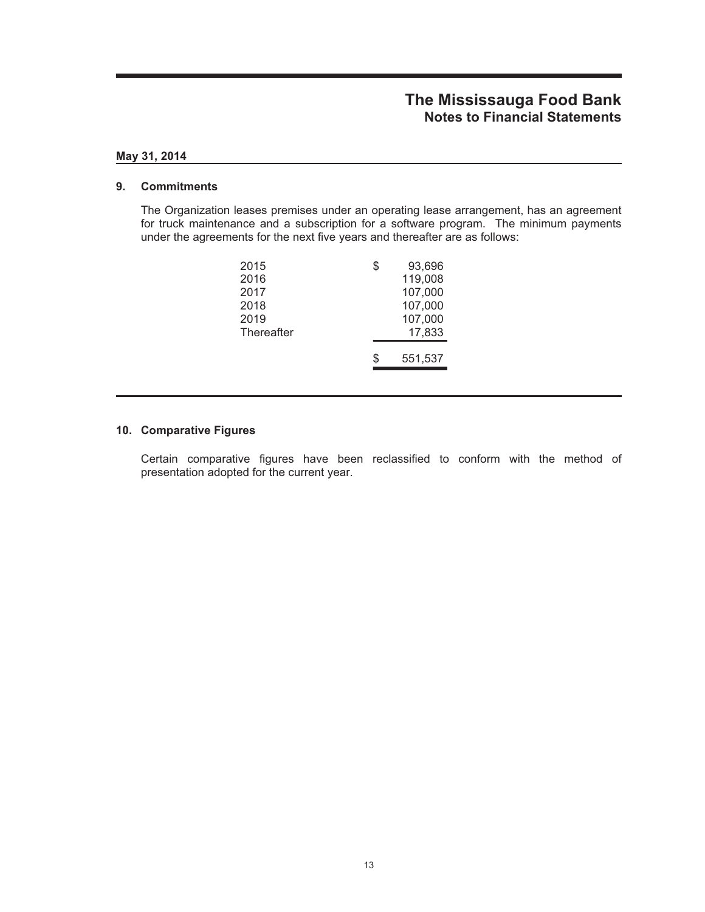# The Mississauga Food Bank
## Notes to Financial Statements

**May 31, 2014**

### 9. Commitments

The Organization leases premises under an operating lease arrangement, has an agreement for truck maintenance and a subscription for a software program. The minimum payments under the agreements for the next five years and thereafter are as follows:

| | |
|---|---|
| 2015 | $ 93,696 |
| 2016 | 119,008 |
| 2017 | 107,000 |
| 2018 | 107,000 |
| 2019 | 107,000 |
| Thereafter | 17,833 |
| | $ 551,537 |

### 10. Comparative Figures

Certain comparative figures have been reclassified to conform with the method of presentation adopted for the current year.